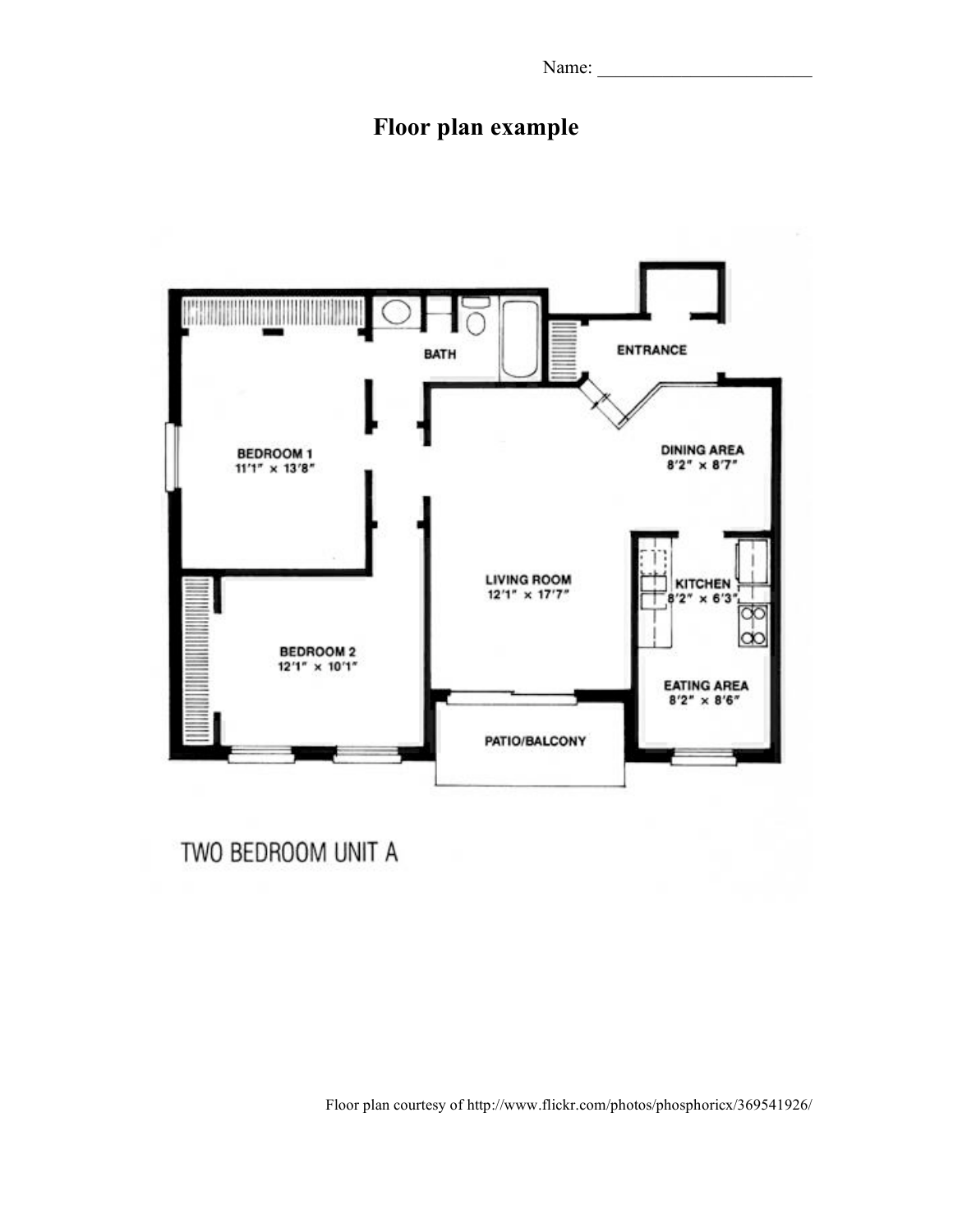Name: _______________________

# Floor plan example

BATH

ENTRANCE

BEDROOM 1
11'1" × 13'8"

DINING AREA
8'2" × 8'7"

LIVING ROOM
12'1" × 17'7"

KITCHEN
8'2" × 6'3"

BEDROOM 2
12'1" × 10'1"

EATING AREA
8'2" × 8'6"

PATIO/BALCONY

TWO BEDROOM UNIT A

Floor plan courtesy of http://www.flickr.com/photos/phosphoricx/369541926/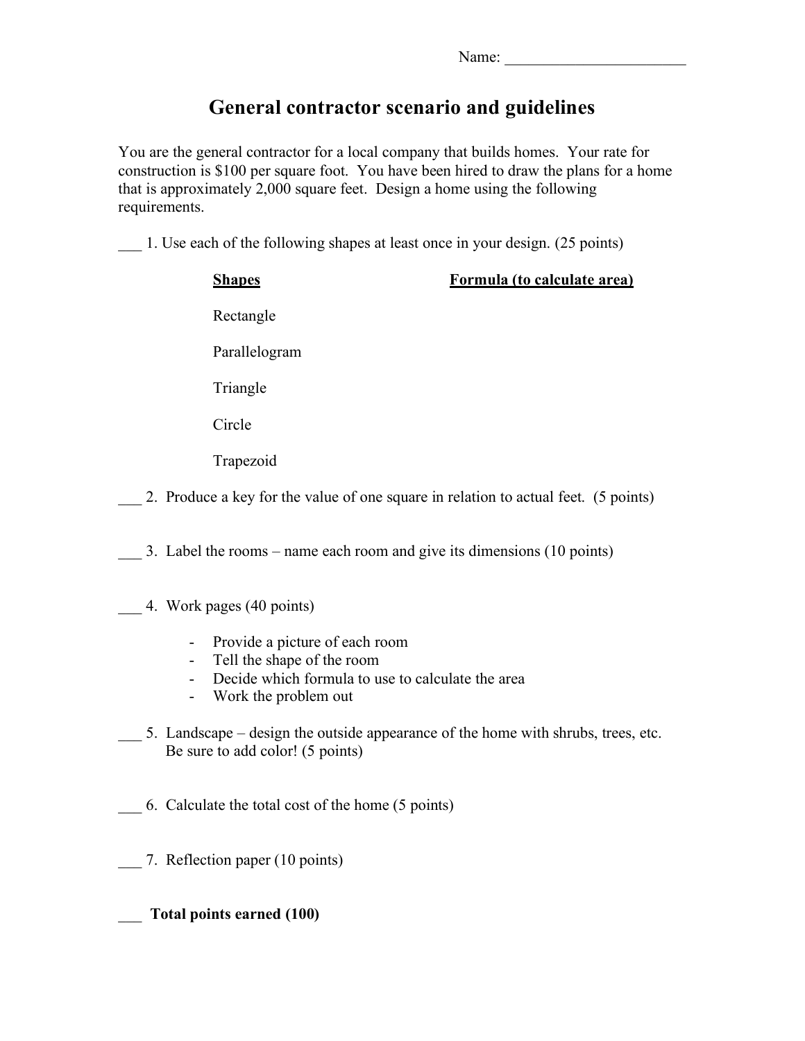Name: ______________________

# General contractor scenario and guidelines

You are the general contractor for a local company that builds homes. Your rate for construction is $100 per square foot. You have been hired to draw the plans for a home that is approximately 2,000 square feet. Design a home using the following requirements.

___ 1. Use each of the following shapes at least once in your design. (25 points)

| **Shapes** | **Formula (to calculate area)** |
| --- | --- |
| Rectangle | |
| Parallelogram | |
| Triangle | |
| Circle | |
| Trapezoid | |

___ 2. Produce a key for the value of one square in relation to actual feet. (5 points)

___ 3. Label the rooms – name each room and give its dimensions (10 points)

___ 4. Work pages (40 points)

- Provide a picture of each room
- Tell the shape of the room
- Decide which formula to use to calculate the area
- Work the problem out

___ 5. Landscape – design the outside appearance of the home with shrubs, trees, etc. Be sure to add color! (5 points)

___ 6. Calculate the total cost of the home (5 points)

___ 7. Reflection paper (10 points)

___ **Total points earned (100)**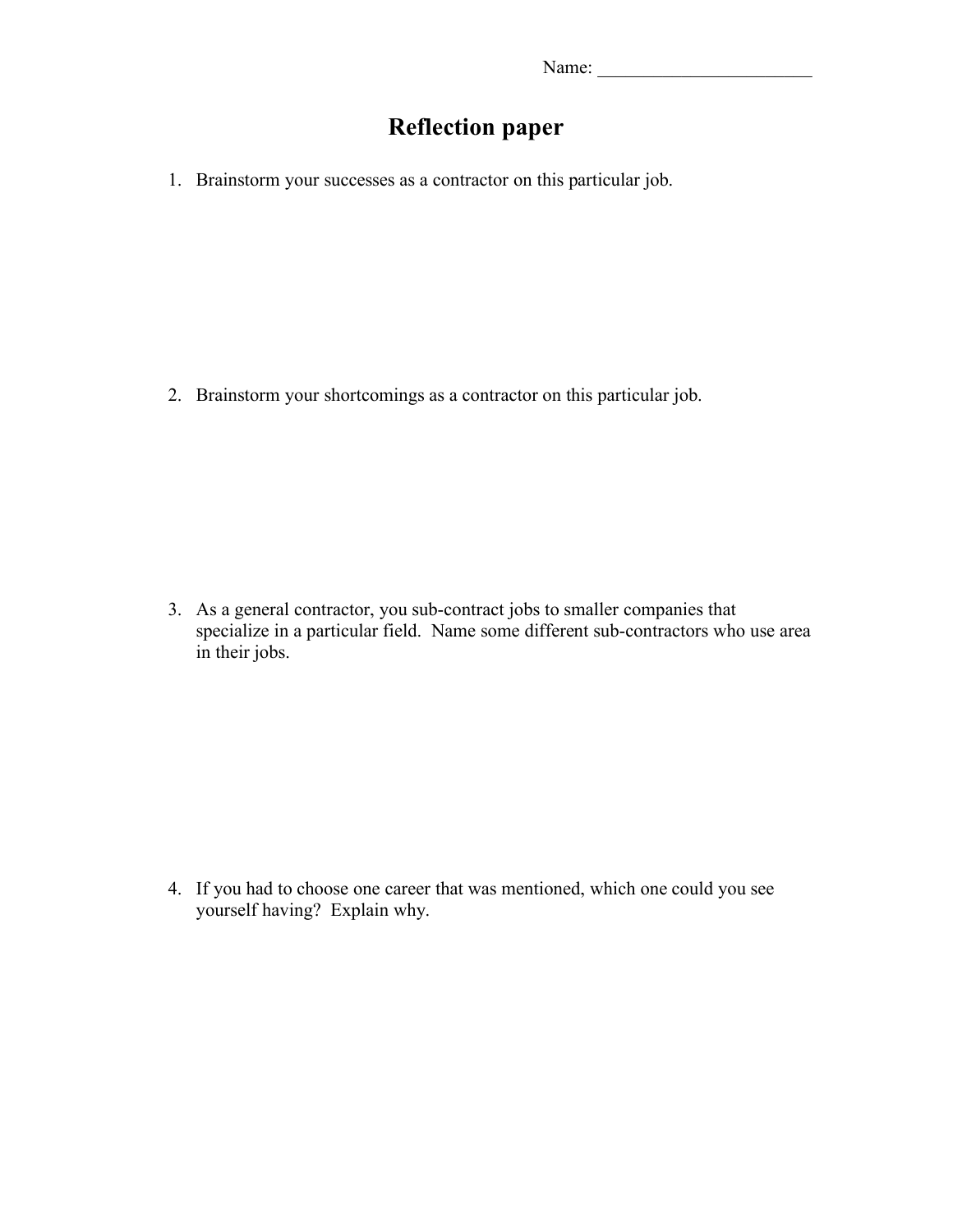Name: _______________________

# Reflection paper

1. Brainstorm your successes as a contractor on this particular job.

2. Brainstorm your shortcomings as a contractor on this particular job.

3. As a general contractor, you sub-contract jobs to smaller companies that specialize in a particular field. Name some different sub-contractors who use area in their jobs.

4. If you had to choose one career that was mentioned, which one could you see yourself having? Explain why.